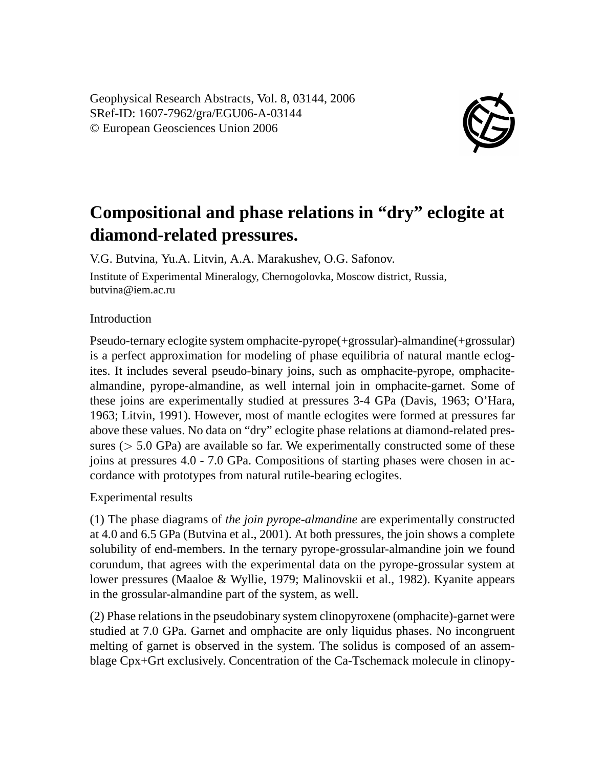# Compositional and phase relations in “dry” eclogite at diamond-related pressures.

V.G. Butvina, Yu.A. Litvin, A.A. Marakushev, O.G. Safonov.

Institute of Experimental Mineralogy, Chernogolovka, Moscow district, Russia, butvina@iem.ac.ru

## Introduction

Pseudo-ternary eclogite system omphacite-pyrope(+grossular)-almandine(+grossular) is a perfect approximation for modeling of phase equilibria of natural mantle eclogites. It includes several pseudo-binary joins, such as omphacite-pyrope, omphacite-almandine, pyrope-almandine, as well internal join in omphacite-garnet. Some of these joins are experimentally studied at pressures 3-4 GPa (Davis, 1963; O’Hara, 1963; Litvin, 1991). However, most of mantle eclogites were formed at pressures far above these values. No data on “dry” eclogite phase relations at diamond-related pressures ($>$ 5.0 GPa) are available so far. We experimentally constructed some of these joins at pressures 4.0 - 7.0 GPa. Compositions of starting phases were chosen in accordance with prototypes from natural rutile-bearing eclogites.

## Experimental results

(1) The phase diagrams of *the join pyrope-almandine* are experimentally constructed at 4.0 and 6.5 GPa (Butvina et al., 2001). At both pressures, the join shows a complete solubility of end-members. In the ternary pyrope-grossular-almandine join we found corundum, that agrees with the experimental data on the pyrope-grossular system at lower pressures (Maaloe & Wyllie, 1979; Malinovskii et al., 1982). Kyanite appears in the grossular-almandine part of the system, as well.

(2) Phase relations in the pseudobinary system clinopyroxene (omphacite)-garnet were studied at 7.0 GPa. Garnet and omphacite are only liquidus phases. No incongruent melting of garnet is observed in the system. The solidus is composed of an assemblage Cpx+Grt exclusively. Concentration of the Ca-Tschemack molecule in clinopy-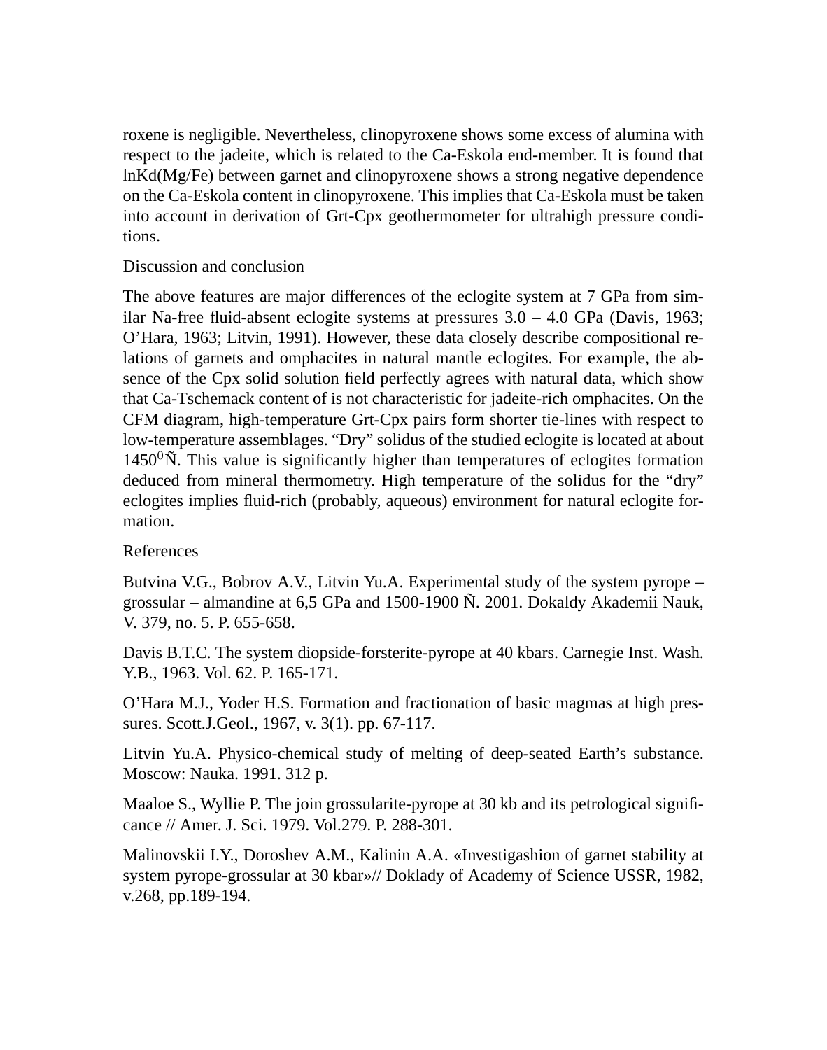roxene is negligible. Nevertheless, clinopyroxene shows some excess of alumina with respect to the jadeite, which is related to the Ca-Eskola end-member. It is found that lnKd(Mg/Fe) between garnet and clinopyroxene shows a strong negative dependence on the Ca-Eskola content in clinopyroxene. This implies that Ca-Eskola must be taken into account in derivation of Grt-Cpx geothermometer for ultrahigh pressure conditions.

## Discussion and conclusion

The above features are major differences of the eclogite system at 7 GPa from similar Na-free fluid-absent eclogite systems at pressures 3.0 – 4.0 GPa (Davis, 1963; O'Hara, 1963; Litvin, 1991). However, these data closely describe compositional relations of garnets and omphacites in natural mantle eclogites. For example, the absence of the Cpx solid solution field perfectly agrees with natural data, which show that Ca-Tschemack content of is not characteristic for jadeite-rich omphacites. On the CFM diagram, high-temperature Grt-Cpx pairs form shorter tie-lines with respect to low-temperature assemblages. "Dry" solidus of the studied eclogite is located at about $1450^{0}$Ñ. This value is significantly higher than temperatures of eclogites formation deduced from mineral thermometry. High temperature of the solidus for the "dry" eclogites implies fluid-rich (probably, aqueous) environment for natural eclogite formation.

## References

Butvina V.G., Bobrov A.V., Litvin Yu.A. Experimental study of the system pyrope – grossular – almandine at 6,5 GPa and 1500-1900 Ñ. 2001. Dokaldy Akademii Nauk, V. 379, no. 5. P. 655-658.

Davis B.T.C. The system diopside-forsterite-pyrope at 40 kbars. Carnegie Inst. Wash. Y.B., 1963. Vol. 62. P. 165-171.

O'Hara M.J., Yoder H.S. Formation and fractionation of basic magmas at high pressures. Scott.J.Geol., 1967, v. 3(1). pp. 67-117.

Litvin Yu.A. Physico-chemical study of melting of deep-seated Earth's substance. Moscow: Nauka. 1991. 312 p.

Maaloe S., Wyllie P. The join grossularite-pyrope at 30 kb and its petrological significance // Amer. J. Sci. 1979. Vol.279. P. 288-301.

Malinovskii I.Y., Doroshev A.M., Kalinin A.A. «Investigashion of garnet stability at system pyrope-grossular at 30 kbar»// Doklady of Academy of Science USSR, 1982, v.268, pp.189-194.